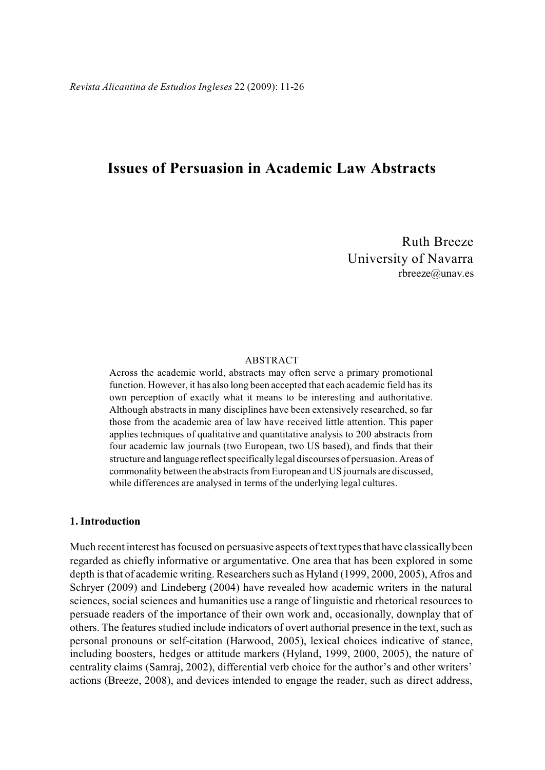# Issues of Persuasion in Academic Law Abstracts

Ruth Breeze
University of Navarra
rbreeze@unav.es

## ABSTRACT

Across the academic world, abstracts may often serve a primary promotional function. However, it has also long been accepted that each academic field has its own perception of exactly what it means to be interesting and authoritative. Although abstracts in many disciplines have been extensively researched, so far those from the academic area of law have received little attention. This paper applies techniques of qualitative and quantitative analysis to 200 abstracts from four academic law journals (two European, two US based), and finds that their structure and language reflect specifically legal discourses of persuasion. Areas of commonality between the abstracts from European and US journals are discussed, while differences are analysed in terms of the underlying legal cultures.

## 1. Introduction

Much recent interest has focused on persuasive aspects of text types that have classically been regarded as chiefly informative or argumentative. One area that has been explored in some depth is that of academic writing. Researchers such as Hyland (1999, 2000, 2005), Afros and Schryer (2009) and Lindeberg (2004) have revealed how academic writers in the natural sciences, social sciences and humanities use a range of linguistic and rhetorical resources to persuade readers of the importance of their own work and, occasionally, downplay that of others. The features studied include indicators of overt authorial presence in the text, such as personal pronouns or self-citation (Harwood, 2005), lexical choices indicative of stance, including boosters, hedges or attitude markers (Hyland, 1999, 2000, 2005), the nature of centrality claims (Samraj, 2002), differential verb choice for the author's and other writers' actions (Breeze, 2008), and devices intended to engage the reader, such as direct address,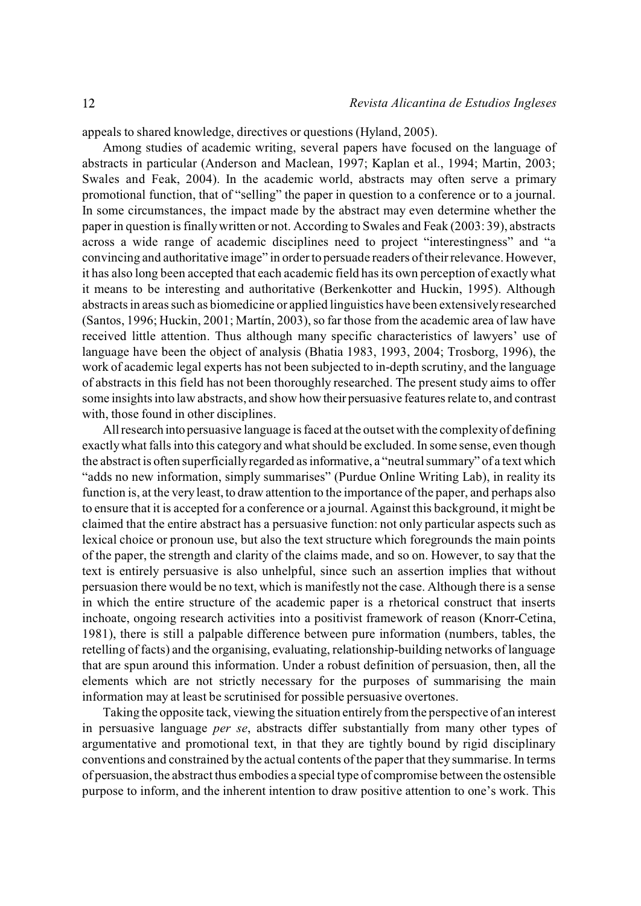appeals to shared knowledge, directives or questions (Hyland, 2005).

Among studies of academic writing, several papers have focused on the language of abstracts in particular (Anderson and Maclean, 1997; Kaplan et al., 1994; Martin, 2003; Swales and Feak, 2004). In the academic world, abstracts may often serve a primary promotional function, that of "selling" the paper in question to a conference or to a journal. In some circumstances, the impact made by the abstract may even determine whether the paper in question is finally written or not. According to Swales and Feak (2003: 39), abstracts across a wide range of academic disciplines need to project "interestingness" and "a convincing and authoritative image" in order to persuade readers of their relevance. However, it has also long been accepted that each academic field has its own perception of exactly what it means to be interesting and authoritative (Berkenkotter and Huckin, 1995). Although abstracts in areas such as biomedicine or applied linguistics have been extensively researched (Santos, 1996; Huckin, 2001; Martín, 2003), so far those from the academic area of law have received little attention. Thus although many specific characteristics of lawyers' use of language have been the object of analysis (Bhatia 1983, 1993, 2004; Trosborg, 1996), the work of academic legal experts has not been subjected to in-depth scrutiny, and the language of abstracts in this field has not been thoroughly researched. The present study aims to offer some insights into law abstracts, and show how their persuasive features relate to, and contrast with, those found in other disciplines.

All research into persuasive language is faced at the outset with the complexity of defining exactly what falls into this category and what should be excluded. In some sense, even though the abstract is often superficially regarded as informative, a "neutral summary" of a text which "adds no new information, simply summarises" (Purdue Online Writing Lab), in reality its function is, at the very least, to draw attention to the importance of the paper, and perhaps also to ensure that it is accepted for a conference or a journal. Against this background, it might be claimed that the entire abstract has a persuasive function: not only particular aspects such as lexical choice or pronoun use, but also the text structure which foregrounds the main points of the paper, the strength and clarity of the claims made, and so on. However, to say that the text is entirely persuasive is also unhelpful, since such an assertion implies that without persuasion there would be no text, which is manifestly not the case. Although there is a sense in which the entire structure of the academic paper is a rhetorical construct that inserts inchoate, ongoing research activities into a positivist framework of reason (Knorr-Cetina, 1981), there is still a palpable difference between pure information (numbers, tables, the retelling of facts) and the organising, evaluating, relationship-building networks of language that are spun around this information. Under a robust definition of persuasion, then, all the elements which are not strictly necessary for the purposes of summarising the main information may at least be scrutinised for possible persuasive overtones.

Taking the opposite tack, viewing the situation entirely from the perspective of an interest in persuasive language *per se*, abstracts differ substantially from many other types of argumentative and promotional text, in that they are tightly bound by rigid disciplinary conventions and constrained by the actual contents of the paper that they summarise. In terms of persuasion, the abstract thus embodies a special type of compromise between the ostensible purpose to inform, and the inherent intention to draw positive attention to one's work. This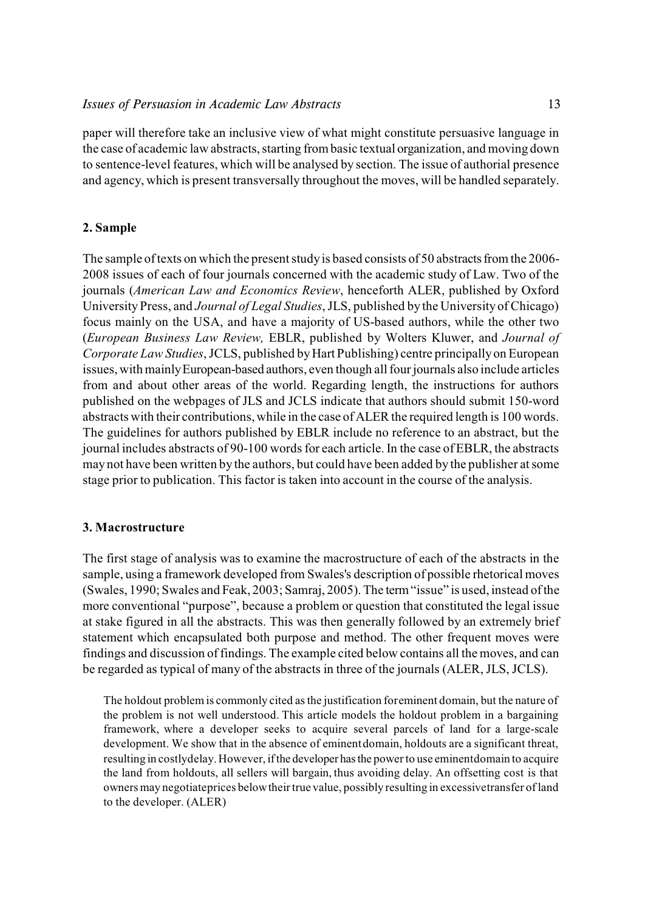paper will therefore take an inclusive view of what might constitute persuasive language in the case of academic law abstracts, starting from basic textual organization, and moving down to sentence-level features, which will be analysed by section. The issue of authorial presence and agency, which is present transversally throughout the moves, will be handled separately.

## 2. Sample

The sample of texts on which the present study is based consists of 50 abstracts from the 2006-2008 issues of each of four journals concerned with the academic study of Law. Two of the journals (*American Law and Economics Review*, henceforth ALER, published by Oxford University Press, and *Journal of Legal Studies*, JLS, published by the University of Chicago) focus mainly on the USA, and have a majority of US-based authors, while the other two (*European Business Law Review,* EBLR, published by Wolters Kluwer, and *Journal of Corporate Law Studies*, JCLS, published by Hart Publishing) centre principally on European issues, with mainly European-based authors, even though all four journals also include articles from and about other areas of the world. Regarding length, the instructions for authors published on the webpages of JLS and JCLS indicate that authors should submit 150-word abstracts with their contributions, while in the case of ALER the required length is 100 words. The guidelines for authors published by EBLR include no reference to an abstract, but the journal includes abstracts of 90-100 words for each article. In the case of EBLR, the abstracts may not have been written by the authors, but could have been added by the publisher at some stage prior to publication. This factor is taken into account in the course of the analysis.

## 3. Macrostructure

The first stage of analysis was to examine the macrostructure of each of the abstracts in the sample, using a framework developed from Swales's description of possible rhetorical moves (Swales, 1990; Swales and Feak, 2003; Samraj, 2005). The term "issue" is used, instead of the more conventional "purpose", because a problem or question that constituted the legal issue at stake figured in all the abstracts. This was then generally followed by an extremely brief statement which encapsulated both purpose and method. The other frequent moves were findings and discussion of findings. The example cited below contains all the moves, and can be regarded as typical of many of the abstracts in three of the journals (ALER, JLS, JCLS).

> The holdout problem is commonly cited as the justification for eminent domain, but the nature of the problem is not well understood. This article models the holdout problem in a bargaining framework, where a developer seeks to acquire several parcels of land for a large-scale development. We show that in the absence of eminent domain, holdouts are a significant threat, resulting in costly delay. However, if the developer has the power to use eminent domain to acquire the land from holdouts, all sellers will bargain, thus avoiding delay. An offsetting cost is that owners may negotiate prices below their true value, possibly resulting in excessive transfer of land to the developer. (ALER)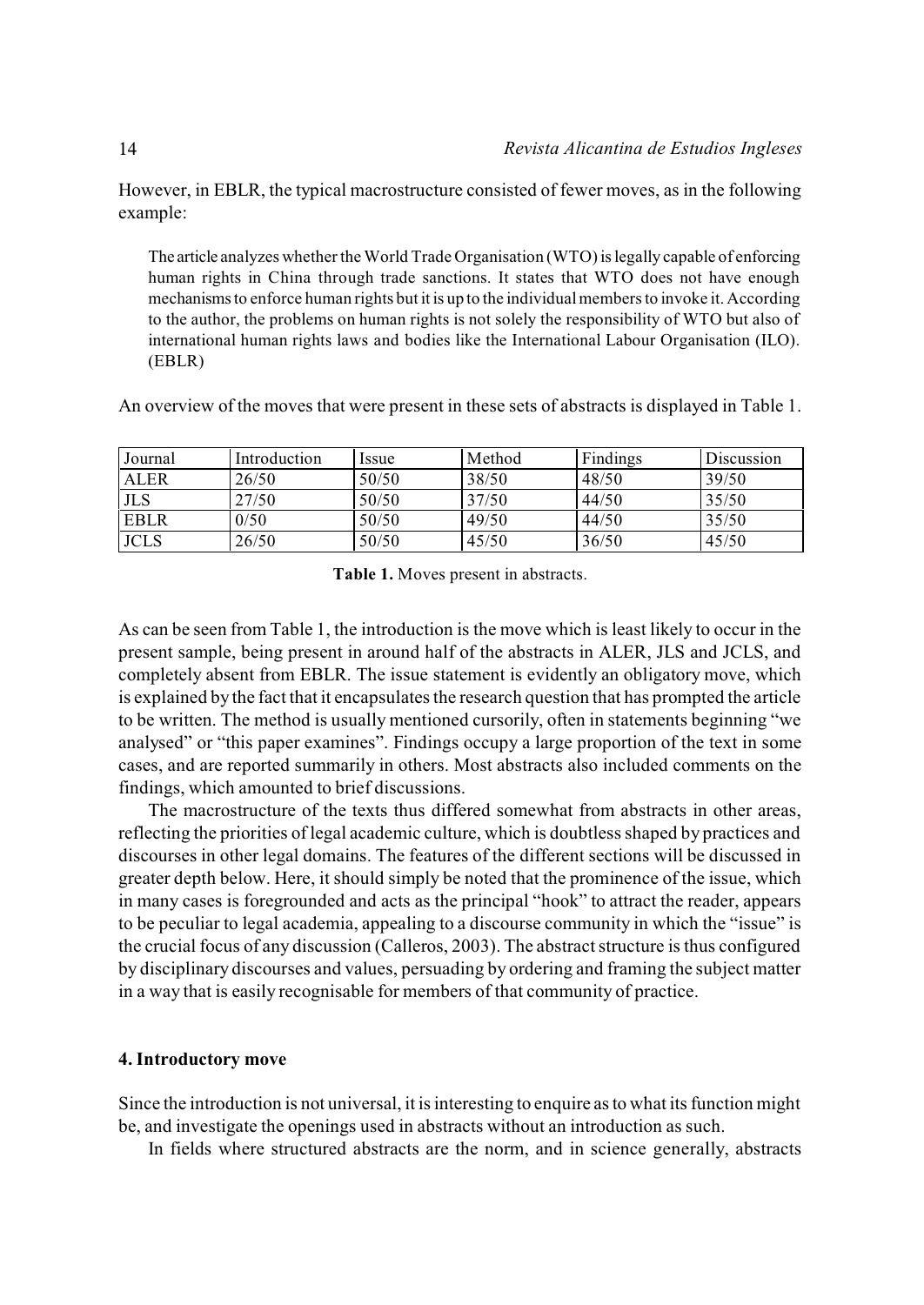However, in EBLR, the typical macrostructure consisted of fewer moves, as in the following example:

> The article analyzes whether the World Trade Organisation (WTO) is legally capable of enforcing human rights in China through trade sanctions. It states that WTO does not have enough mechanisms to enforce human rights but it is up to the individual members to invoke it. According to the author, the problems on human rights is not solely the responsibility of WTO but also of international human rights laws and bodies like the International Labour Organisation (ILO). (EBLR)

An overview of the moves that were present in these sets of abstracts is displayed in Table 1.

| Journal | Introduction | Issue | Method | Findings | Discussion |
|---|---|---|---|---|---|
| ALER | 26/50 | 50/50 | 38/50 | 48/50 | 39/50 |
| JLS | 27/50 | 50/50 | 37/50 | 44/50 | 35/50 |
| EBLR | 0/50 | 50/50 | 49/50 | 44/50 | 35/50 |
| JCLS | 26/50 | 50/50 | 45/50 | 36/50 | 45/50 |

**Table 1.** Moves present in abstracts.

As can be seen from Table 1, the introduction is the move which is least likely to occur in the present sample, being present in around half of the abstracts in ALER, JLS and JCLS, and completely absent from EBLR. The issue statement is evidently an obligatory move, which is explained by the fact that it encapsulates the research question that has prompted the article to be written. The method is usually mentioned cursorily, often in statements beginning "we analysed" or "this paper examines". Findings occupy a large proportion of the text in some cases, and are reported summarily in others. Most abstracts also included comments on the findings, which amounted to brief discussions.

The macrostructure of the texts thus differed somewhat from abstracts in other areas, reflecting the priorities of legal academic culture, which is doubtless shaped by practices and discourses in other legal domains. The features of the different sections will be discussed in greater depth below. Here, it should simply be noted that the prominence of the issue, which in many cases is foregrounded and acts as the principal "hook" to attract the reader, appears to be peculiar to legal academia, appealing to a discourse community in which the "issue" is the crucial focus of any discussion (Calleros, 2003). The abstract structure is thus configured by disciplinary discourses and values, persuading by ordering and framing the subject matter in a way that is easily recognisable for members of that community of practice.

## 4. Introductory move

Since the introduction is not universal, it is interesting to enquire as to what its function might be, and investigate the openings used in abstracts without an introduction as such.

In fields where structured abstracts are the norm, and in science generally, abstracts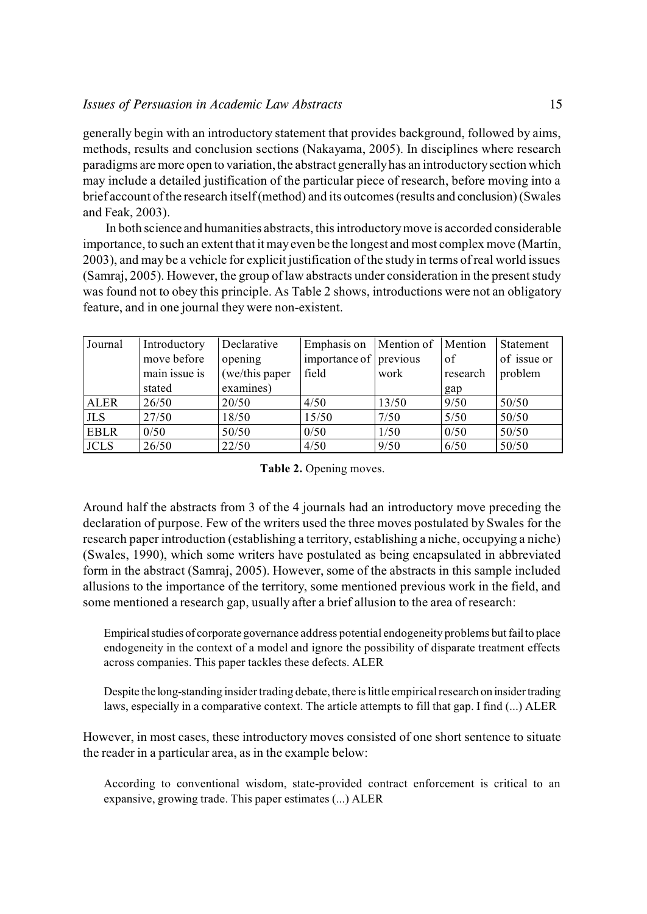generally begin with an introductory statement that provides background, followed by aims, methods, results and conclusion sections (Nakayama, 2005). In disciplines where research paradigms are more open to variation, the abstract generally has an introductory section which may include a detailed justification of the particular piece of research, before moving into a brief account of the research itself (method) and its outcomes (results and conclusion) (Swales and Feak, 2003).

In both science and humanities abstracts, this introductory move is accorded considerable importance, to such an extent that it may even be the longest and most complex move (Martín, 2003), and may be a vehicle for explicit justification of the study in terms of real world issues (Samraj, 2005). However, the group of law abstracts under consideration in the present study was found not to obey this principle. As Table 2 shows, introductions were not an obligatory feature, and in one journal they were non-existent.

| Journal | Introductory move before main issue is stated | Declarative opening (we/this paper examines) | Emphasis on importance of field | Mention of previous work | Mention of research gap | Statement of issue or problem |
|---|---|---|---|---|---|---|
| ALER | 26/50 | 20/50 | 4/50 | 13/50 | 9/50 | 50/50 |
| JLS | 27/50 | 18/50 | 15/50 | 7/50 | 5/50 | 50/50 |
| EBLR | 0/50 | 50/50 | 0/50 | 1/50 | 0/50 | 50/50 |
| JCLS | 26/50 | 22/50 | 4/50 | 9/50 | 6/50 | 50/50 |

**Table 2.** Opening moves.

Around half the abstracts from 3 of the 4 journals had an introductory move preceding the declaration of purpose. Few of the writers used the three moves postulated by Swales for the research paper introduction (establishing a territory, establishing a niche, occupying a niche) (Swales, 1990), which some writers have postulated as being encapsulated in abbreviated form in the abstract (Samraj, 2005). However, some of the abstracts in this sample included allusions to the importance of the territory, some mentioned previous work in the field, and some mentioned a research gap, usually after a brief allusion to the area of research:

> Empirical studies of corporate governance address potential endogeneity problems but fail to place endogeneity in the context of a model and ignore the possibility of disparate treatment effects across companies. This paper tackles these defects. ALER

> Despite the long-standing insider trading debate, there is little empirical research on insider trading laws, especially in a comparative context. The article attempts to fill that gap. I find (...) ALER

However, in most cases, these introductory moves consisted of one short sentence to situate the reader in a particular area, as in the example below:

> According to conventional wisdom, state-provided contract enforcement is critical to an expansive, growing trade. This paper estimates (...) ALER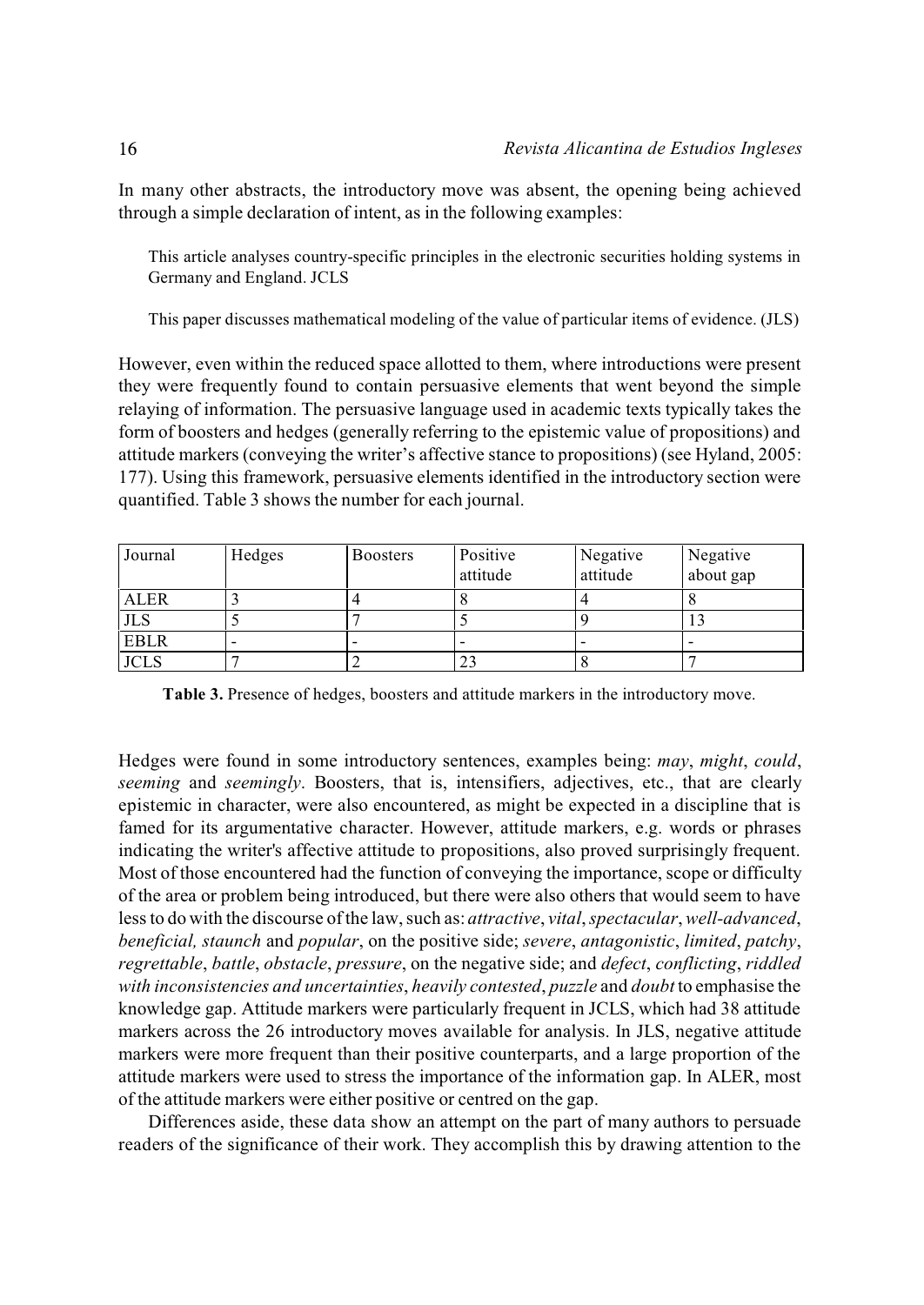In many other abstracts, the introductory move was absent, the opening being achieved through a simple declaration of intent, as in the following examples:

> This article analyses country-specific principles in the electronic securities holding systems in Germany and England. JCLS

> This paper discusses mathematical modeling of the value of particular items of evidence. (JLS)

However, even within the reduced space allotted to them, where introductions were present they were frequently found to contain persuasive elements that went beyond the simple relaying of information. The persuasive language used in academic texts typically takes the form of boosters and hedges (generally referring to the epistemic value of propositions) and attitude markers (conveying the writer's affective stance to propositions) (see Hyland, 2005: 177). Using this framework, persuasive elements identified in the introductory section were quantified. Table 3 shows the number for each journal.

| Journal | Hedges | Boosters | Positive attitude | Negative attitude | Negative about gap |
|---|---|---|---|---|---|
| ALER | 3 | 4 | 8 | 4 | 8 |
| JLS | 5 | 7 | 5 | 9 | 13 |
| EBLR | - | - | - | - | - |
| JCLS | 7 | 2 | 23 | 8 | 7 |

**Table 3.** Presence of hedges, boosters and attitude markers in the introductory move.

Hedges were found in some introductory sentences, examples being: *may*, *might*, *could*, *seeming* and *seemingly*. Boosters, that is, intensifiers, adjectives, etc., that are clearly epistemic in character, were also encountered, as might be expected in a discipline that is famed for its argumentative character. However, attitude markers, e.g. words or phrases indicating the writer's affective attitude to propositions, also proved surprisingly frequent. Most of those encountered had the function of conveying the importance, scope or difficulty of the area or problem being introduced, but there were also others that would seem to have less to do with the discourse of the law, such as: *attractive*, *vital*, *spectacular*, *well-advanced*, *beneficial, staunch* and *popular*, on the positive side; *severe*, *antagonistic*, *limited*, *patchy*, *regrettable*, *battle*, *obstacle*, *pressure*, on the negative side; and *defect*, *conflicting*, *riddled with inconsistencies and uncertainties*, *heavily contested*, *puzzle* and *doubt* to emphasise the knowledge gap. Attitude markers were particularly frequent in JCLS, which had 38 attitude markers across the 26 introductory moves available for analysis. In JLS, negative attitude markers were more frequent than their positive counterparts, and a large proportion of the attitude markers were used to stress the importance of the information gap. In ALER, most of the attitude markers were either positive or centred on the gap.

Differences aside, these data show an attempt on the part of many authors to persuade readers of the significance of their work. They accomplish this by drawing attention to the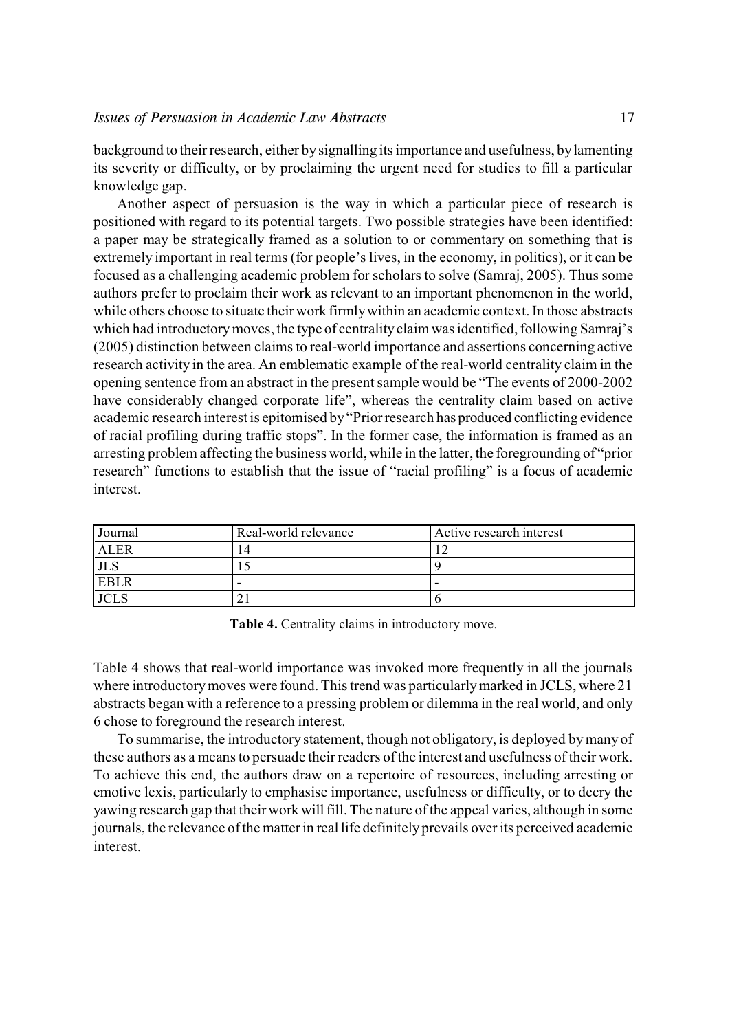background to their research, either by signalling its importance and usefulness, by lamenting its severity or difficulty, or by proclaiming the urgent need for studies to fill a particular knowledge gap.

Another aspect of persuasion is the way in which a particular piece of research is positioned with regard to its potential targets. Two possible strategies have been identified: a paper may be strategically framed as a solution to or commentary on something that is extremely important in real terms (for people's lives, in the economy, in politics), or it can be focused as a challenging academic problem for scholars to solve (Samraj, 2005). Thus some authors prefer to proclaim their work as relevant to an important phenomenon in the world, while others choose to situate their work firmly within an academic context. In those abstracts which had introductory moves, the type of centrality claim was identified, following Samraj's (2005) distinction between claims to real-world importance and assertions concerning active research activity in the area. An emblematic example of the real-world centrality claim in the opening sentence from an abstract in the present sample would be "The events of 2000-2002 have considerably changed corporate life", whereas the centrality claim based on active academic research interest is epitomised by "Prior research has produced conflicting evidence of racial profiling during traffic stops". In the former case, the information is framed as an arresting problem affecting the business world, while in the latter, the foregrounding of "prior research" functions to establish that the issue of "racial profiling" is a focus of academic interest.

| Journal | Real-world relevance | Active research interest |
|---|---|---|
| ALER | 14 | 12 |
| JLS | 15 | 9 |
| EBLR | - | - |
| JCLS | 21 | 6 |

**Table 4.** Centrality claims in introductory move.

Table 4 shows that real-world importance was invoked more frequently in all the journals where introductory moves were found. This trend was particularly marked in JCLS, where 21 abstracts began with a reference to a pressing problem or dilemma in the real world, and only 6 chose to foreground the research interest.

To summarise, the introductory statement, though not obligatory, is deployed by many of these authors as a means to persuade their readers of the interest and usefulness of their work. To achieve this end, the authors draw on a repertoire of resources, including arresting or emotive lexis, particularly to emphasise importance, usefulness or difficulty, or to decry the yawing research gap that their work will fill. The nature of the appeal varies, although in some journals, the relevance of the matter in real life definitely prevails over its perceived academic interest.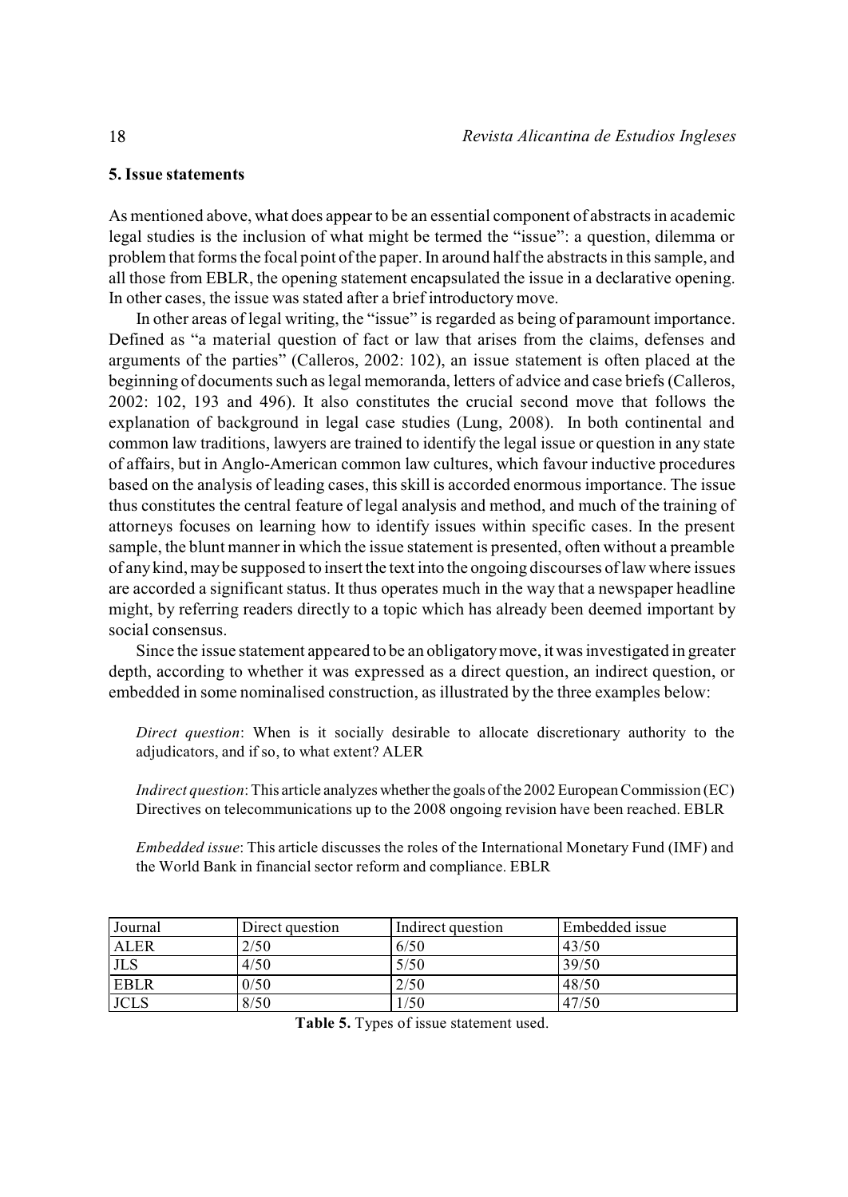## 5. Issue statements

As mentioned above, what does appear to be an essential component of abstracts in academic legal studies is the inclusion of what might be termed the "issue": a question, dilemma or problem that forms the focal point of the paper. In around half the abstracts in this sample, and all those from EBLR, the opening statement encapsulated the issue in a declarative opening. In other cases, the issue was stated after a brief introductory move.

In other areas of legal writing, the "issue" is regarded as being of paramount importance. Defined as "a material question of fact or law that arises from the claims, defenses and arguments of the parties" (Calleros, 2002: 102), an issue statement is often placed at the beginning of documents such as legal memoranda, letters of advice and case briefs (Calleros, 2002: 102, 193 and 496). It also constitutes the crucial second move that follows the explanation of background in legal case studies (Lung, 2008). In both continental and common law traditions, lawyers are trained to identify the legal issue or question in any state of affairs, but in Anglo-American common law cultures, which favour inductive procedures based on the analysis of leading cases, this skill is accorded enormous importance. The issue thus constitutes the central feature of legal analysis and method, and much of the training of attorneys focuses on learning how to identify issues within specific cases. In the present sample, the blunt manner in which the issue statement is presented, often without a preamble of any kind, may be supposed to insert the text into the ongoing discourses of law where issues are accorded a significant status. It thus operates much in the way that a newspaper headline might, by referring readers directly to a topic which has already been deemed important by social consensus.

Since the issue statement appeared to be an obligatory move, it was investigated in greater depth, according to whether it was expressed as a direct question, an indirect question, or embedded in some nominalised construction, as illustrated by the three examples below:

*Direct question*: When is it socially desirable to allocate discretionary authority to the adjudicators, and if so, to what extent? ALER

*Indirect question*: This article analyzes whether the goals of the 2002 European Commission (EC) Directives on telecommunications up to the 2008 ongoing revision have been reached. EBLR

*Embedded issue*: This article discusses the roles of the International Monetary Fund (IMF) and the World Bank in financial sector reform and compliance. EBLR

| Journal | Direct question | Indirect question | Embedded issue |
|---|---|---|---|
| ALER | 2/50 | 6/50 | 43/50 |
| JLS | 4/50 | 5/50 | 39/50 |
| EBLR | 0/50 | 2/50 | 48/50 |
| JCLS | 8/50 | 1/50 | 47/50 |

**Table 5.** Types of issue statement used.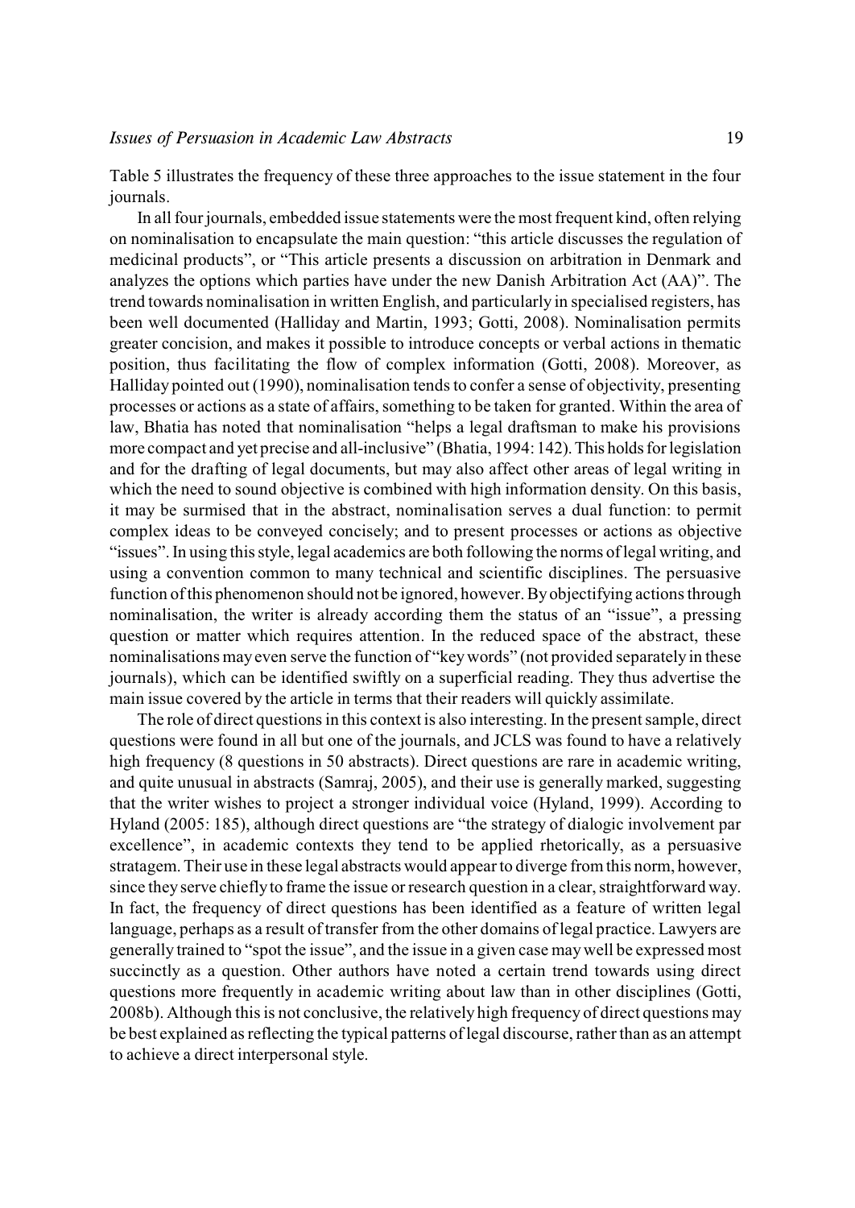Table 5 illustrates the frequency of these three approaches to the issue statement in the four journals.

In all four journals, embedded issue statements were the most frequent kind, often relying on nominalisation to encapsulate the main question: "this article discusses the regulation of medicinal products", or "This article presents a discussion on arbitration in Denmark and analyzes the options which parties have under the new Danish Arbitration Act (AA)". The trend towards nominalisation in written English, and particularly in specialised registers, has been well documented (Halliday and Martin, 1993; Gotti, 2008). Nominalisation permits greater concision, and makes it possible to introduce concepts or verbal actions in thematic position, thus facilitating the flow of complex information (Gotti, 2008). Moreover, as Halliday pointed out (1990), nominalisation tends to confer a sense of objectivity, presenting processes or actions as a state of affairs, something to be taken for granted. Within the area of law, Bhatia has noted that nominalisation "helps a legal draftsman to make his provisions more compact and yet precise and all-inclusive" (Bhatia, 1994: 142). This holds for legislation and for the drafting of legal documents, but may also affect other areas of legal writing in which the need to sound objective is combined with high information density. On this basis, it may be surmised that in the abstract, nominalisation serves a dual function: to permit complex ideas to be conveyed concisely; and to present processes or actions as objective "issues". In using this style, legal academics are both following the norms of legal writing, and using a convention common to many technical and scientific disciplines. The persuasive function of this phenomenon should not be ignored, however. By objectifying actions through nominalisation, the writer is already according them the status of an "issue", a pressing question or matter which requires attention. In the reduced space of the abstract, these nominalisations may even serve the function of "key words" (not provided separately in these journals), which can be identified swiftly on a superficial reading. They thus advertise the main issue covered by the article in terms that their readers will quickly assimilate.

The role of direct questions in this context is also interesting. In the present sample, direct questions were found in all but one of the journals, and JCLS was found to have a relatively high frequency (8 questions in 50 abstracts). Direct questions are rare in academic writing, and quite unusual in abstracts (Samraj, 2005), and their use is generally marked, suggesting that the writer wishes to project a stronger individual voice (Hyland, 1999). According to Hyland (2005: 185), although direct questions are "the strategy of dialogic involvement par excellence", in academic contexts they tend to be applied rhetorically, as a persuasive stratagem. Their use in these legal abstracts would appear to diverge from this norm, however, since they serve chiefly to frame the issue or research question in a clear, straightforward way. In fact, the frequency of direct questions has been identified as a feature of written legal language, perhaps as a result of transfer from the other domains of legal practice. Lawyers are generally trained to "spot the issue", and the issue in a given case may well be expressed most succinctly as a question. Other authors have noted a certain trend towards using direct questions more frequently in academic writing about law than in other disciplines (Gotti, 2008b). Although this is not conclusive, the relatively high frequency of direct questions may be best explained as reflecting the typical patterns of legal discourse, rather than as an attempt to achieve a direct interpersonal style.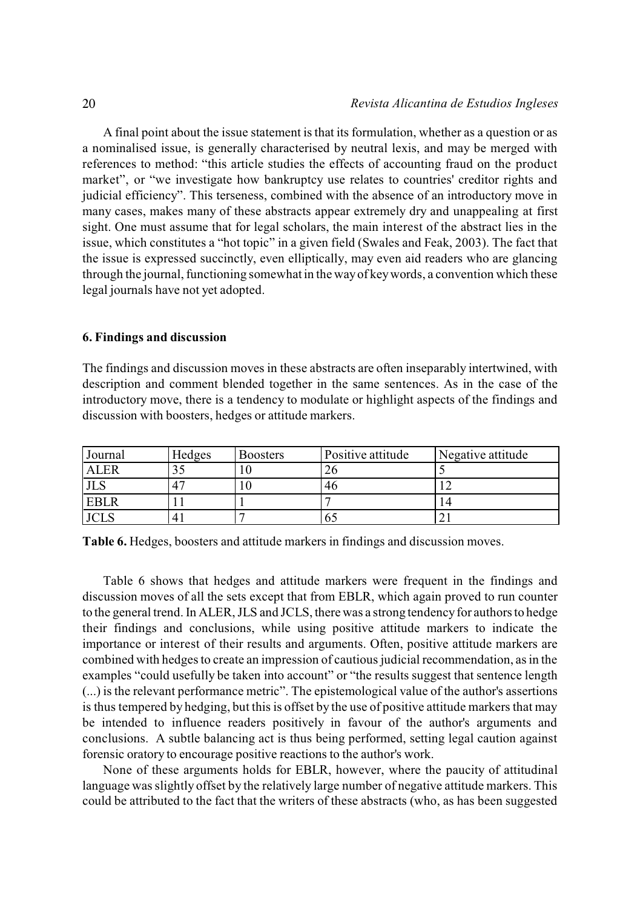A final point about the issue statement is that its formulation, whether as a question or as a nominalised issue, is generally characterised by neutral lexis, and may be merged with references to method: "this article studies the effects of accounting fraud on the product market", or "we investigate how bankruptcy use relates to countries' creditor rights and judicial efficiency". This terseness, combined with the absence of an introductory move in many cases, makes many of these abstracts appear extremely dry and unappealing at first sight. One must assume that for legal scholars, the main interest of the abstract lies in the issue, which constitutes a "hot topic" in a given field (Swales and Feak, 2003). The fact that the issue is expressed succinctly, even elliptically, may even aid readers who are glancing through the journal, functioning somewhat in the way of key words, a convention which these legal journals have not yet adopted.

### 6. Findings and discussion

The findings and discussion moves in these abstracts are often inseparably intertwined, with description and comment blended together in the same sentences. As in the case of the introductory move, there is a tendency to modulate or highlight aspects of the findings and discussion with boosters, hedges or attitude markers.

| Journal | Hedges | Boosters | Positive attitude | Negative attitude |
|---|---|---|---|---|
| ALER | 35 | 10 | 26 | 5 |
| JLS | 47 | 10 | 46 | 12 |
| EBLR | 11 | 1 | 7 | 14 |
| JCLS | 41 | 7 | 65 | 21 |

**Table 6.** Hedges, boosters and attitude markers in findings and discussion moves.

Table 6 shows that hedges and attitude markers were frequent in the findings and discussion moves of all the sets except that from EBLR, which again proved to run counter to the general trend. In ALER, JLS and JCLS, there was a strong tendency for authors to hedge their findings and conclusions, while using positive attitude markers to indicate the importance or interest of their results and arguments. Often, positive attitude markers are combined with hedges to create an impression of cautious judicial recommendation, as in the examples "could usefully be taken into account" or "the results suggest that sentence length (...) is the relevant performance metric". The epistemological value of the author's assertions is thus tempered by hedging, but this is offset by the use of positive attitude markers that may be intended to influence readers positively in favour of the author's arguments and conclusions. A subtle balancing act is thus being performed, setting legal caution against forensic oratory to encourage positive reactions to the author's work.

None of these arguments holds for EBLR, however, where the paucity of attitudinal language was slightly offset by the relatively large number of negative attitude markers. This could be attributed to the fact that the writers of these abstracts (who, as has been suggested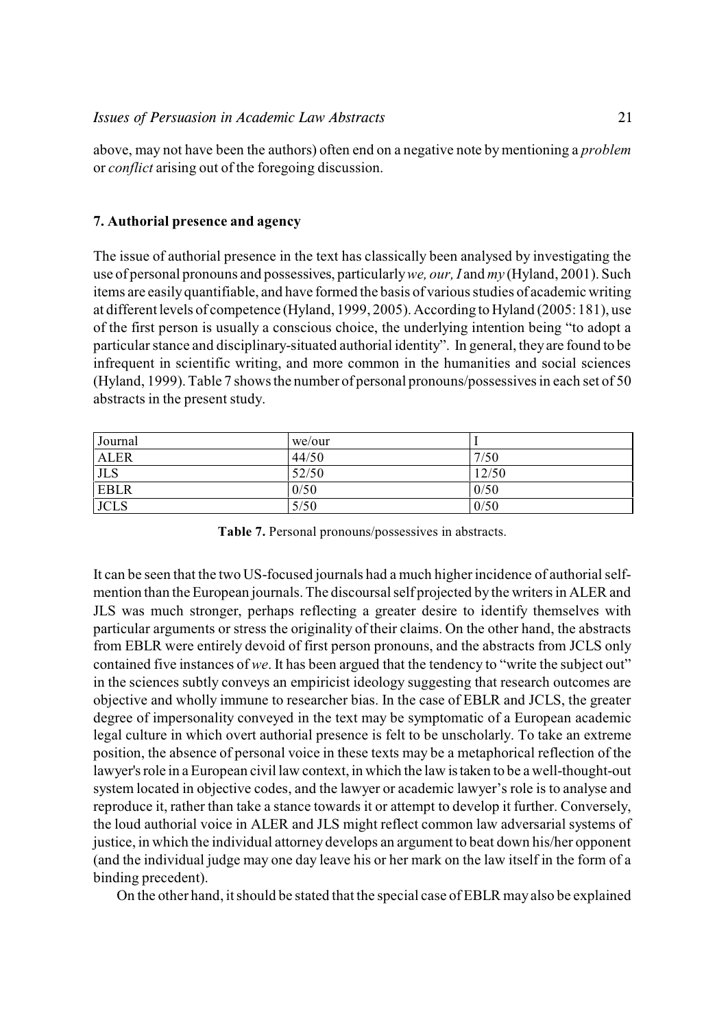above, may not have been the authors) often end on a negative note by mentioning a *problem* or *conflict* arising out of the foregoing discussion.

## 7. Authorial presence and agency

The issue of authorial presence in the text has classically been analysed by investigating the use of personal pronouns and possessives, particularly *we, our, I* and *my* (Hyland, 2001). Such items are easily quantifiable, and have formed the basis of various studies of academic writing at different levels of competence (Hyland, 1999, 2005). According to Hyland (2005: 181), use of the first person is usually a conscious choice, the underlying intention being "to adopt a particular stance and disciplinary-situated authorial identity". In general, they are found to be infrequent in scientific writing, and more common in the humanities and social sciences (Hyland, 1999). Table 7 shows the number of personal pronouns/possessives in each set of 50 abstracts in the present study.

| Journal | we/our | I |
|---|---|---|
| ALER | 44/50 | 7/50 |
| JLS | 52/50 | 12/50 |
| EBLR | 0/50 | 0/50 |
| JCLS | 5/50 | 0/50 |

**Table 7.** Personal pronouns/possessives in abstracts.

It can be seen that the two US-focused journals had a much higher incidence of authorial self-mention than the European journals. The discoursal self projected by the writers in ALER and JLS was much stronger, perhaps reflecting a greater desire to identify themselves with particular arguments or stress the originality of their claims. On the other hand, the abstracts from EBLR were entirely devoid of first person pronouns, and the abstracts from JCLS only contained five instances of *we*. It has been argued that the tendency to "write the subject out" in the sciences subtly conveys an empiricist ideology suggesting that research outcomes are objective and wholly immune to researcher bias. In the case of EBLR and JCLS, the greater degree of impersonality conveyed in the text may be symptomatic of a European academic legal culture in which overt authorial presence is felt to be unscholarly. To take an extreme position, the absence of personal voice in these texts may be a metaphorical reflection of the lawyer's role in a European civil law context, in which the law is taken to be a well-thought-out system located in objective codes, and the lawyer or academic lawyer's role is to analyse and reproduce it, rather than take a stance towards it or attempt to develop it further. Conversely, the loud authorial voice in ALER and JLS might reflect common law adversarial systems of justice, in which the individual attorney develops an argument to beat down his/her opponent (and the individual judge may one day leave his or her mark on the law itself in the form of a binding precedent).

On the other hand, it should be stated that the special case of EBLR may also be explained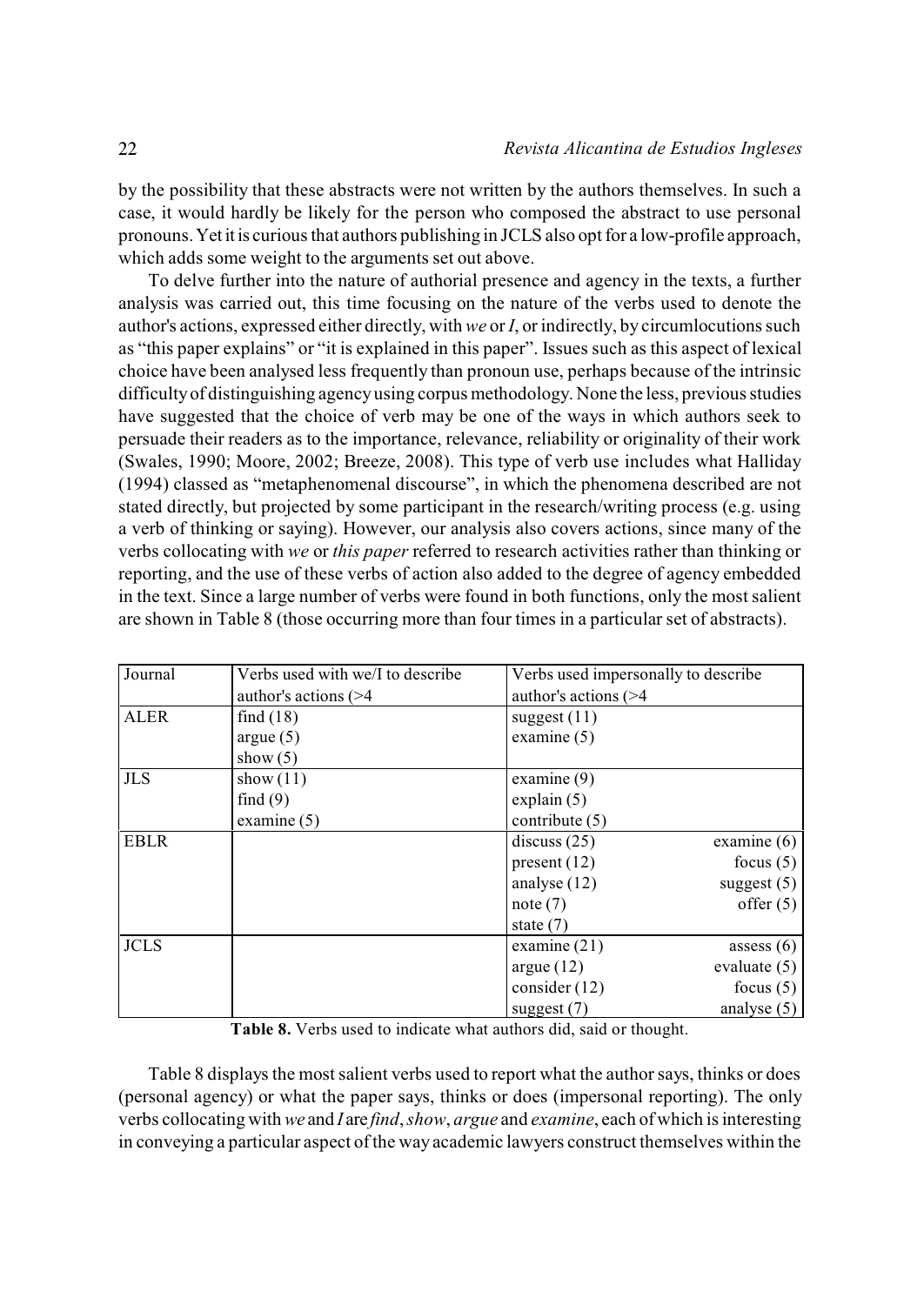by the possibility that these abstracts were not written by the authors themselves. In such a case, it would hardly be likely for the person who composed the abstract to use personal pronouns. Yet it is curious that authors publishing in JCLS also opt for a low-profile approach, which adds some weight to the arguments set out above.

To delve further into the nature of authorial presence and agency in the texts, a further analysis was carried out, this time focusing on the nature of the verbs used to denote the author's actions, expressed either directly, with *we* or *I*, or indirectly, by circumlocutions such as "this paper explains" or "it is explained in this paper". Issues such as this aspect of lexical choice have been analysed less frequently than pronoun use, perhaps because of the intrinsic difficulty of distinguishing agency using corpus methodology. None the less, previous studies have suggested that the choice of verb may be one of the ways in which authors seek to persuade their readers as to the importance, relevance, reliability or originality of their work (Swales, 1990; Moore, 2002; Breeze, 2008). This type of verb use includes what Halliday (1994) classed as "metaphenomenal discourse", in which the phenomena described are not stated directly, but projected by some participant in the research/writing process (e.g. using a verb of thinking or saying). However, our analysis also covers actions, since many of the verbs collocating with *we* or *this paper* referred to research activities rather than thinking or reporting, and the use of these verbs of action also added to the degree of agency embedded in the text. Since a large number of verbs were found in both functions, only the most salient are shown in Table 8 (those occurring more than four times in a particular set of abstracts).

| Journal | Verbs used with we/I to describe author's actions (>4 | Verbs used impersonally to describe author's actions (>4 | |
|---|---|---|---|
| ALER | find (18)<br>argue (5)<br>show (5) | suggest (11)<br>examine (5) | |
| JLS | show (11)<br>find (9)<br>examine (5) | examine (9)<br>explain (5)<br>contribute (5) | |
| EBLR | | discuss (25)<br>present (12)<br>analyse (12)<br>note (7)<br>state (7) | examine (6)<br>focus (5)<br>suggest (5)<br>offer (5) |
| JCLS | | examine (21)<br>argue (12)<br>consider (12)<br>suggest (7) | assess (6)<br>evaluate (5)<br>focus (5)<br>analyse (5) |

**Table 8.** Verbs used to indicate what authors did, said or thought.

Table 8 displays the most salient verbs used to report what the author says, thinks or does (personal agency) or what the paper says, thinks or does (impersonal reporting). The only verbs collocating with *we* and *I* are *find*, *show*, *argue* and *examine*, each of which is interesting in conveying a particular aspect of the way academic lawyers construct themselves within the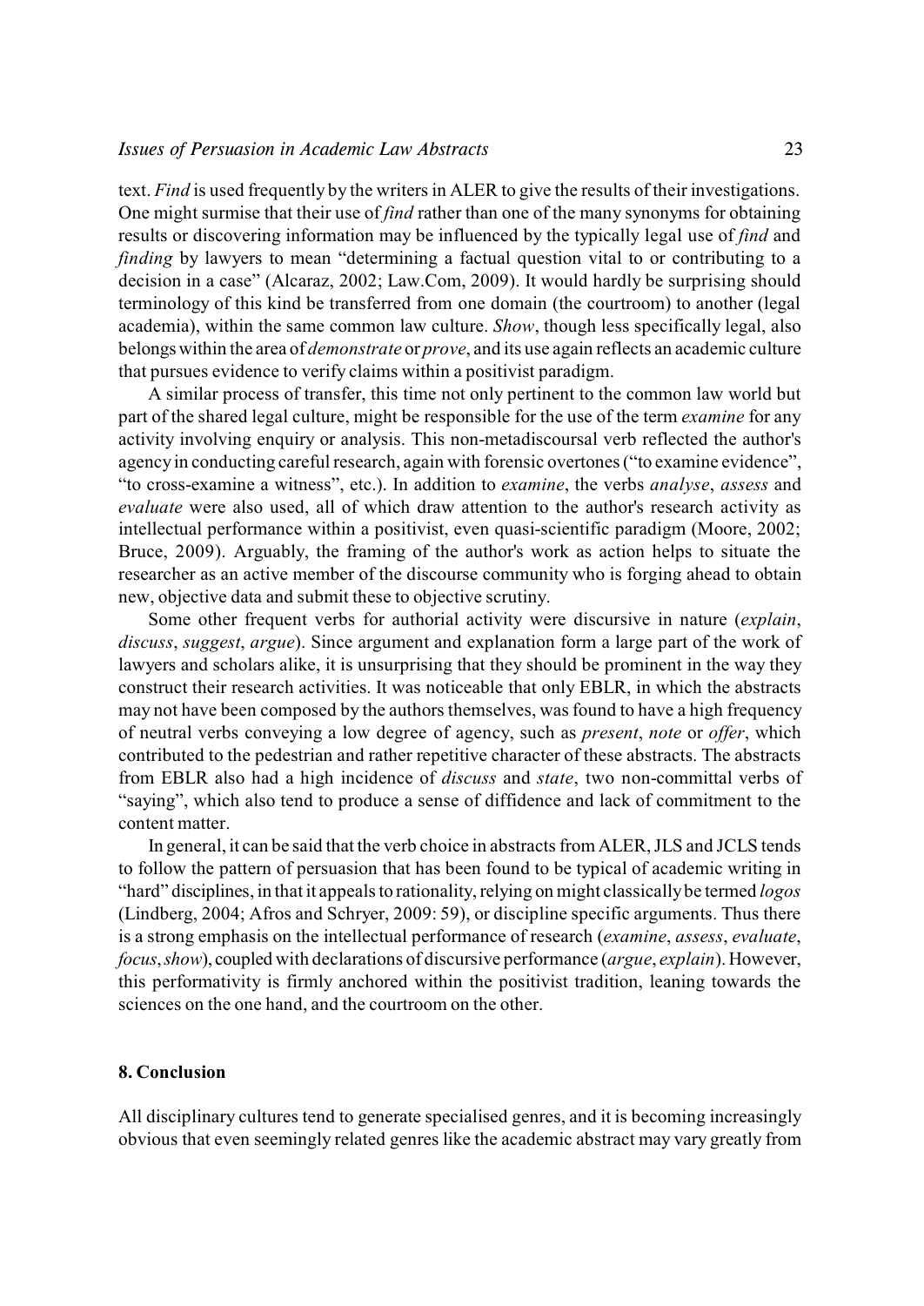text. *Find* is used frequently by the writers in ALER to give the results of their investigations. One might surmise that their use of *find* rather than one of the many synonyms for obtaining results or discovering information may be influenced by the typically legal use of *find* and *finding* by lawyers to mean "determining a factual question vital to or contributing to a decision in a case" (Alcaraz, 2002; Law.Com, 2009). It would hardly be surprising should terminology of this kind be transferred from one domain (the courtroom) to another (legal academia), within the same common law culture. *Show*, though less specifically legal, also belongs within the area of *demonstrate* or *prove*, and its use again reflects an academic culture that pursues evidence to verify claims within a positivist paradigm.

A similar process of transfer, this time not only pertinent to the common law world but part of the shared legal culture, might be responsible for the use of the term *examine* for any activity involving enquiry or analysis. This non-metadiscoursal verb reflected the author's agency in conducting careful research, again with forensic overtones ("to examine evidence", "to cross-examine a witness", etc.). In addition to *examine*, the verbs *analyse*, *assess* and *evaluate* were also used, all of which draw attention to the author's research activity as intellectual performance within a positivist, even quasi-scientific paradigm (Moore, 2002; Bruce, 2009). Arguably, the framing of the author's work as action helps to situate the researcher as an active member of the discourse community who is forging ahead to obtain new, objective data and submit these to objective scrutiny.

Some other frequent verbs for authorial activity were discursive in nature (*explain*, *discuss*, *suggest*, *argue*). Since argument and explanation form a large part of the work of lawyers and scholars alike, it is unsurprising that they should be prominent in the way they construct their research activities. It was noticeable that only EBLR, in which the abstracts may not have been composed by the authors themselves, was found to have a high frequency of neutral verbs conveying a low degree of agency, such as *present*, *note* or *offer*, which contributed to the pedestrian and rather repetitive character of these abstracts. The abstracts from EBLR also had a high incidence of *discuss* and *state*, two non-committal verbs of "saying", which also tend to produce a sense of diffidence and lack of commitment to the content matter.

In general, it can be said that the verb choice in abstracts from ALER, JLS and JCLS tends to follow the pattern of persuasion that has been found to be typical of academic writing in "hard" disciplines, in that it appeals to rationality, relying on might classically be termed *logos* (Lindberg, 2004; Afros and Schryer, 2009: 59), or discipline specific arguments. Thus there is a strong emphasis on the intellectual performance of research (*examine*, *assess*, *evaluate*, *focus*, *show*), coupled with declarations of discursive performance (*argue*, *explain*). However, this performativity is firmly anchored within the positivist tradition, leaning towards the sciences on the one hand, and the courtroom on the other.

## 8. Conclusion

All disciplinary cultures tend to generate specialised genres, and it is becoming increasingly obvious that even seemingly related genres like the academic abstract may vary greatly from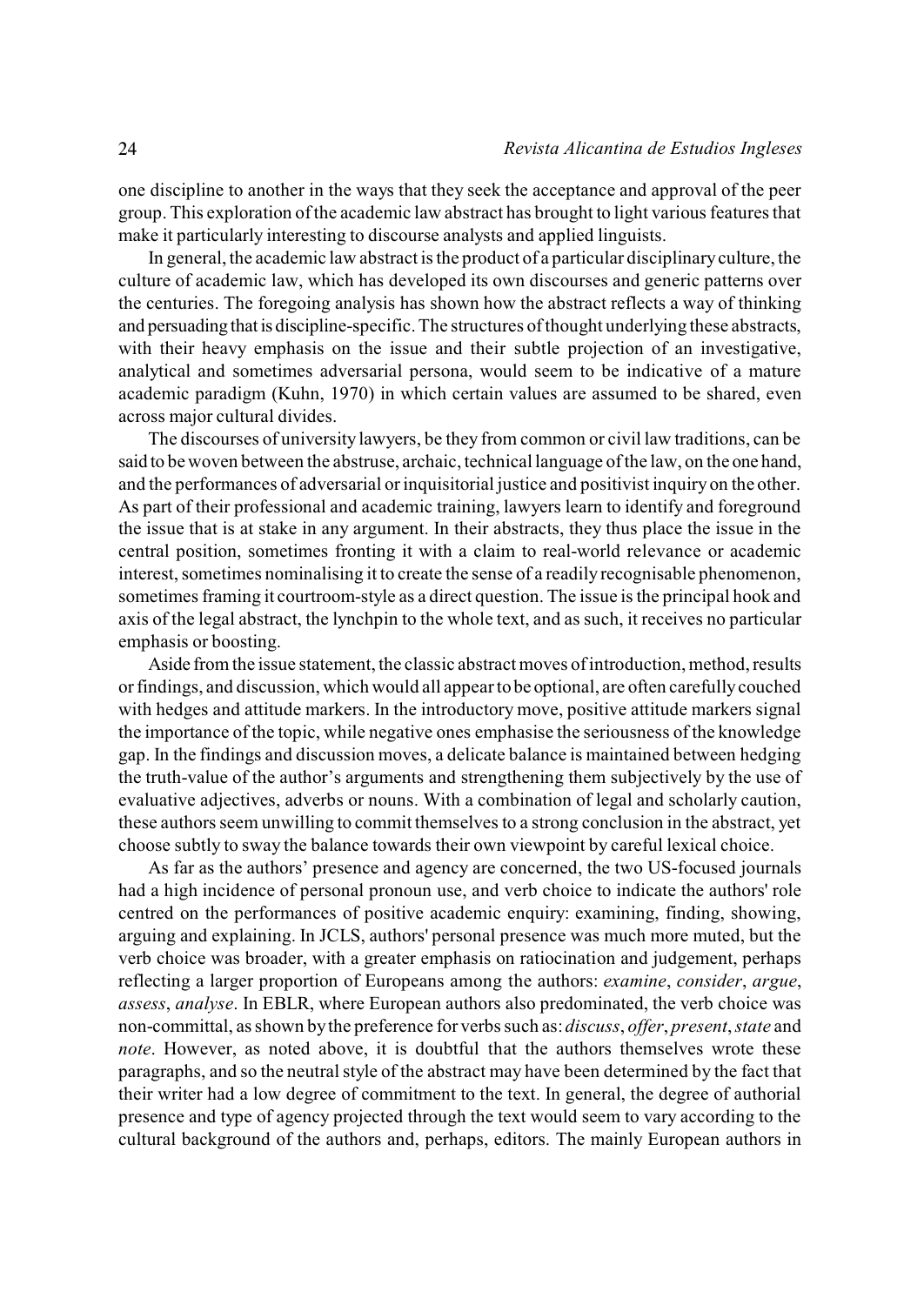one discipline to another in the ways that they seek the acceptance and approval of the peer group. This exploration of the academic law abstract has brought to light various features that make it particularly interesting to discourse analysts and applied linguists.

In general, the academic law abstract is the product of a particular disciplinary culture, the culture of academic law, which has developed its own discourses and generic patterns over the centuries. The foregoing analysis has shown how the abstract reflects a way of thinking and persuading that is discipline-specific. The structures of thought underlying these abstracts, with their heavy emphasis on the issue and their subtle projection of an investigative, analytical and sometimes adversarial persona, would seem to be indicative of a mature academic paradigm (Kuhn, 1970) in which certain values are assumed to be shared, even across major cultural divides.

The discourses of university lawyers, be they from common or civil law traditions, can be said to be woven between the abstruse, archaic, technical language of the law, on the one hand, and the performances of adversarial or inquisitorial justice and positivist inquiry on the other. As part of their professional and academic training, lawyers learn to identify and foreground the issue that is at stake in any argument. In their abstracts, they thus place the issue in the central position, sometimes fronting it with a claim to real-world relevance or academic interest, sometimes nominalising it to create the sense of a readily recognisable phenomenon, sometimes framing it courtroom-style as a direct question. The issue is the principal hook and axis of the legal abstract, the lynchpin to the whole text, and as such, it receives no particular emphasis or boosting.

Aside from the issue statement, the classic abstract moves of introduction, method, results or findings, and discussion, which would all appear to be optional, are often carefully couched with hedges and attitude markers. In the introductory move, positive attitude markers signal the importance of the topic, while negative ones emphasise the seriousness of the knowledge gap. In the findings and discussion moves, a delicate balance is maintained between hedging the truth-value of the author's arguments and strengthening them subjectively by the use of evaluative adjectives, adverbs or nouns. With a combination of legal and scholarly caution, these authors seem unwilling to commit themselves to a strong conclusion in the abstract, yet choose subtly to sway the balance towards their own viewpoint by careful lexical choice.

As far as the authors' presence and agency are concerned, the two US-focused journals had a high incidence of personal pronoun use, and verb choice to indicate the authors' role centred on the performances of positive academic enquiry: examining, finding, showing, arguing and explaining. In JCLS, authors' personal presence was much more muted, but the verb choice was broader, with a greater emphasis on ratiocination and judgement, perhaps reflecting a larger proportion of Europeans among the authors: *examine*, *consider*, *argue*, *assess*, *analyse*. In EBLR, where European authors also predominated, the verb choice was non-committal, as shown by the preference for verbs such as: *discuss*, *offer*, *present*, *state* and *note*. However, as noted above, it is doubtful that the authors themselves wrote these paragraphs, and so the neutral style of the abstract may have been determined by the fact that their writer had a low degree of commitment to the text. In general, the degree of authorial presence and type of agency projected through the text would seem to vary according to the cultural background of the authors and, perhaps, editors. The mainly European authors in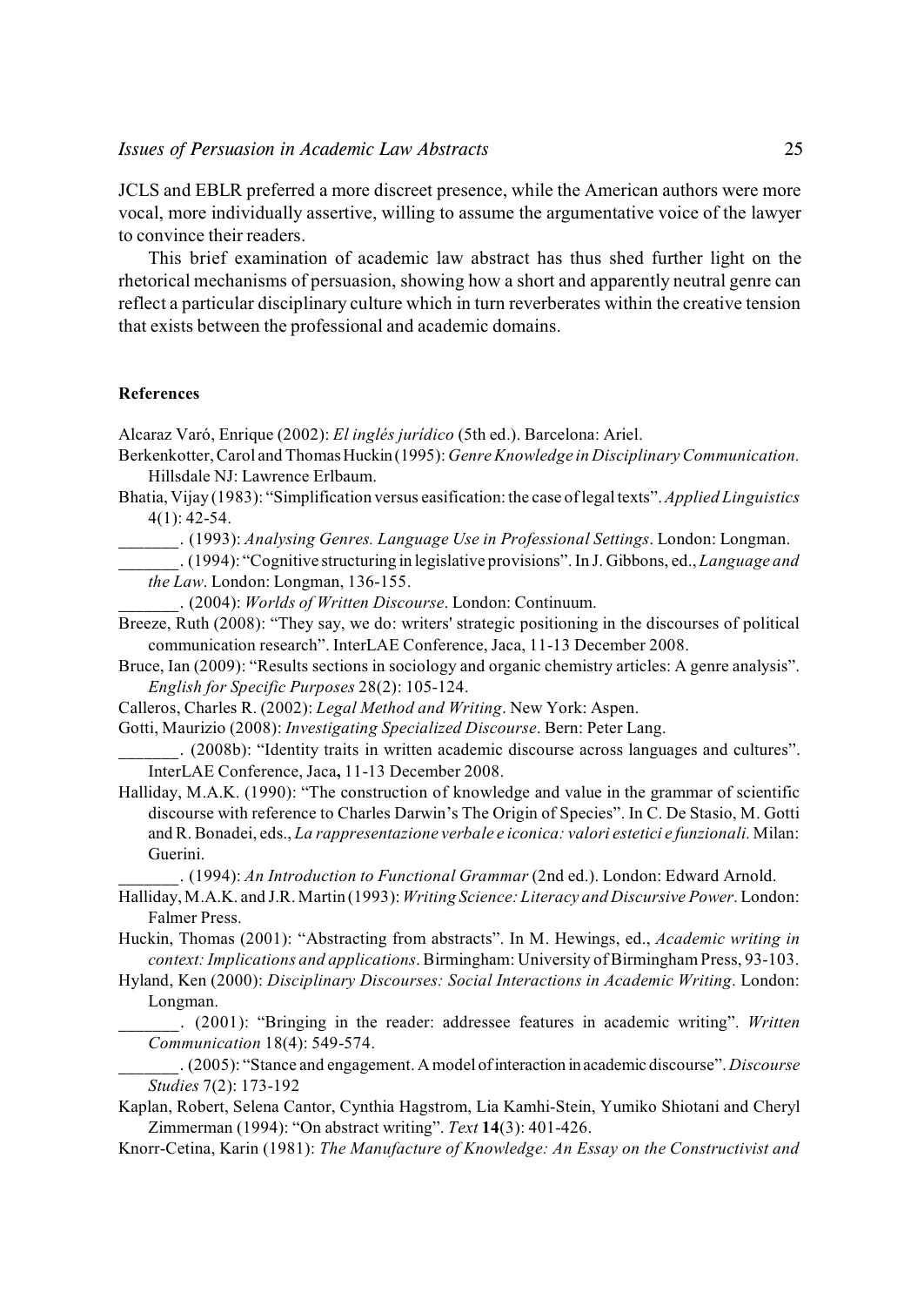JCLS and EBLR preferred a more discreet presence, while the American authors were more vocal, more individually assertive, willing to assume the argumentative voice of the lawyer to convince their readers.

This brief examination of academic law abstract has thus shed further light on the rhetorical mechanisms of persuasion, showing how a short and apparently neutral genre can reflect a particular disciplinary culture which in turn reverberates within the creative tension that exists between the professional and academic domains.

**References**

Alcaraz Varó, Enrique (2002): *El inglés jurídico* (5th ed.). Barcelona: Ariel.

Berkenkotter, Carol and Thomas Huckin (1995): *Genre Knowledge in Disciplinary Communication.* Hillsdale NJ: Lawrence Erlbaum.

Bhatia, Vijay (1983): "Simplification versus easification: the case of legal texts". *Applied Linguistics* 4(1): 42-54.

_______. (1993): *Analysing Genres. Language Use in Professional Settings*. London: Longman.

_______. (1994): "Cognitive structuring in legislative provisions". In J. Gibbons, ed., *Language and the Law*. London: Longman, 136-155.

_______. (2004): *Worlds of Written Discourse*. London: Continuum.

Breeze, Ruth (2008): "They say, we do: writers' strategic positioning in the discourses of political communication research". InterLAE Conference, Jaca, 11-13 December 2008.

Bruce, Ian (2009): "Results sections in sociology and organic chemistry articles: A genre analysis". *English for Specific Purposes* 28(2): 105-124.

Calleros, Charles R. (2002): *Legal Method and Writing*. New York: Aspen.

Gotti, Maurizio (2008): *Investigating Specialized Discourse*. Bern: Peter Lang.

_______. (2008b): "Identity traits in written academic discourse across languages and cultures". InterLAE Conference, Jaca**,** 11-13 December 2008.

Halliday, M.A.K. (1990): "The construction of knowledge and value in the grammar of scientific discourse with reference to Charles Darwin's The Origin of Species". In C. De Stasio, M. Gotti and R. Bonadei, eds., *La rappresentazione verbale e iconica: valori estetici e funzionali.* Milan: Guerini.

_______. (1994): *An Introduction to Functional Grammar* (2nd ed.). London: Edward Arnold.

Halliday, M.A.K. and J.R. Martin (1993): *Writing Science: Literacy and Discursive Power*. London: Falmer Press.

Huckin, Thomas (2001): "Abstracting from abstracts". In M. Hewings, ed., *Academic writing in context: Implications and applications*. Birmingham: University of Birmingham Press, 93-103.

Hyland, Ken (2000): *Disciplinary Discourses: Social Interactions in Academic Writing*. London: Longman.

_______. (2001): "Bringing in the reader: addressee features in academic writing". *Written Communication* 18(4): 549-574.

_______. (2005): "Stance and engagement. A model of interaction in academic discourse". *Discourse Studies* 7(2): 173-192

Kaplan, Robert, Selena Cantor, Cynthia Hagstrom, Lia Kamhi-Stein, Yumiko Shiotani and Cheryl Zimmerman (1994): "On abstract writing". *Text* **14**(3): 401-426.

Knorr-Cetina, Karin (1981): *The Manufacture of Knowledge: An Essay on the Constructivist and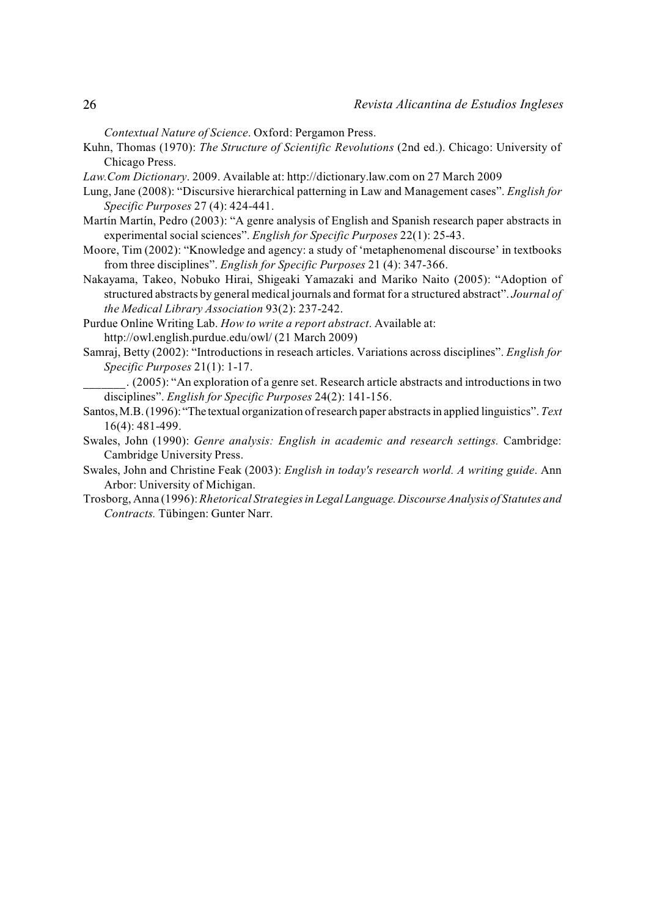*Contextual Nature of Science*. Oxford: Pergamon Press.

Kuhn, Thomas (1970): *The Structure of Scientific Revolutions* (2nd ed.). Chicago: University of Chicago Press.

*Law.Com Dictionary*. 2009. Available at: http://dictionary.law.com on 27 March 2009

Lung, Jane (2008): "Discursive hierarchical patterning in Law and Management cases". *English for Specific Purposes* 27 (4): 424-441.

Martín Martín, Pedro (2003): "A genre analysis of English and Spanish research paper abstracts in experimental social sciences". *English for Specific Purposes* 22(1): 25-43.

Moore, Tim (2002): "Knowledge and agency: a study of 'metaphenomenal discourse' in textbooks from three disciplines". *English for Specific Purposes* 21 (4): 347-366.

Nakayama, Takeo, Nobuko Hirai, Shigeaki Yamazaki and Mariko Naito (2005): "Adoption of structured abstracts by general medical journals and format for a structured abstract". *Journal of the Medical Library Association* 93(2): 237-242.

Purdue Online Writing Lab. *How to write a report abstract*. Available at: http://owl.english.purdue.edu/owl/ (21 March 2009)

Samraj, Betty (2002): "Introductions in reseach articles. Variations across disciplines". *English for Specific Purposes* 21(1): 1-17.

_______. (2005): "An exploration of a genre set. Research article abstracts and introductions in two disciplines". *English for Specific Purposes* 24(2): 141-156.

Santos, M.B. (1996): "The textual organization of research paper abstracts in applied linguistics". *Text* 16(4): 481-499.

Swales, John (1990): *Genre analysis: English in academic and research settings.* Cambridge: Cambridge University Press.

Swales, John and Christine Feak (2003): *English in today's research world. A writing guide*. Ann Arbor: University of Michigan.

Trosborg, Anna (1996): *Rhetorical Strategies in Legal Language. Discourse Analysis of Statutes and Contracts.* Tübingen: Gunter Narr.